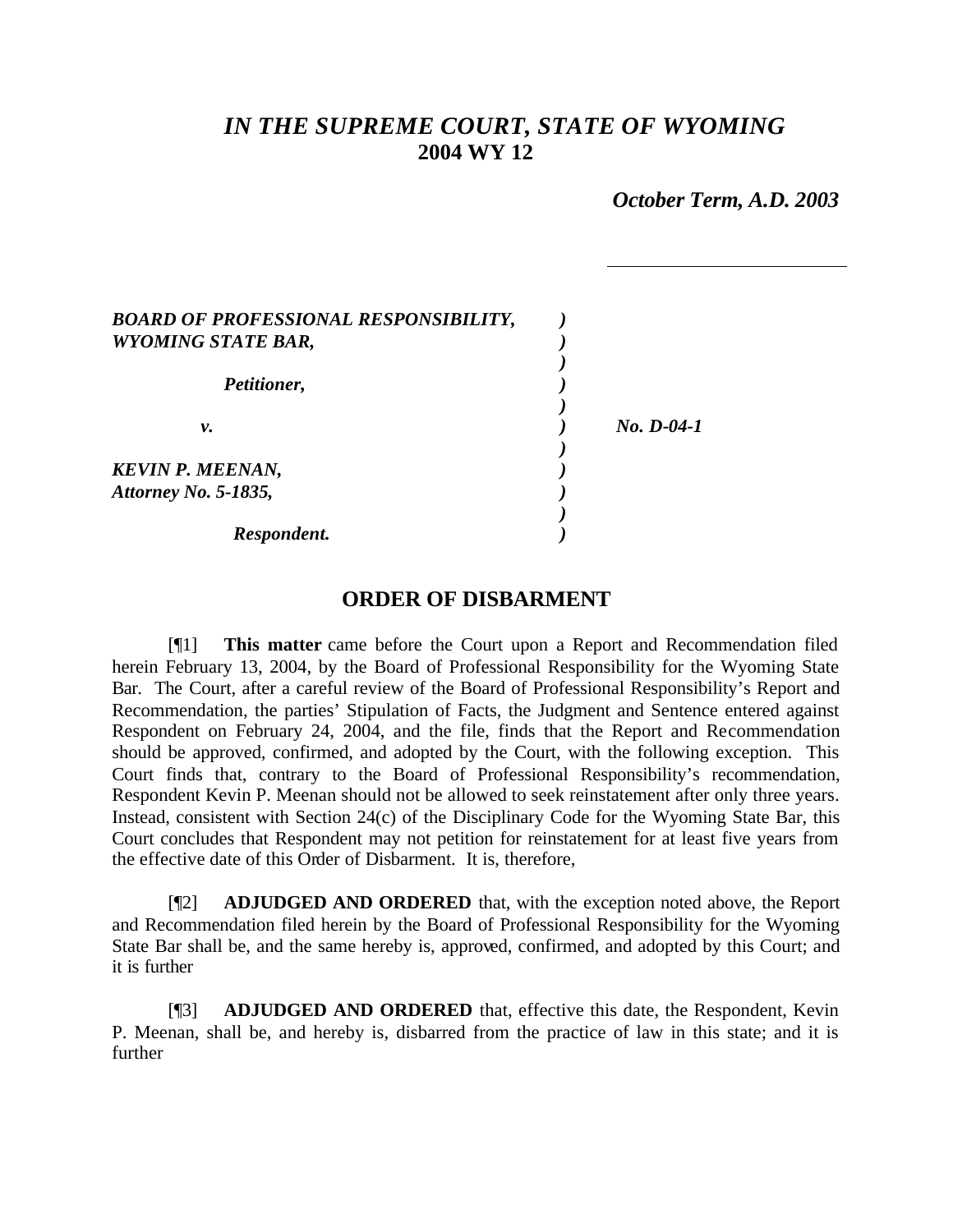# *IN THE SUPREME COURT, STATE OF WYOMING*
## 2004 WY 12

***October Term, A.D. 2003***

| | | |
|---|---|---|
| ***BOARD OF PROFESSIONAL RESPONSIBILITY, WYOMING STATE BAR,*** | | |
| ***Petitioner,*** | | |
| ***v.*** | | ***No. D-04-1*** |
| ***KEVIN P. MEENAN, Attorney No. 5-1835,*** | | |
| ***Respondent.*** | | |

## ORDER OF DISBARMENT

[¶1] **This matter** came before the Court upon a Report and Recommendation filed herein February 13, 2004, by the Board of Professional Responsibility for the Wyoming State Bar. The Court, after a careful review of the Board of Professional Responsibility's Report and Recommendation, the parties' Stipulation of Facts, the Judgment and Sentence entered against Respondent on February 24, 2004, and the file, finds that the Report and Recommendation should be approved, confirmed, and adopted by the Court, with the following exception. This Court finds that, contrary to the Board of Professional Responsibility's recommendation, Respondent Kevin P. Meenan should not be allowed to seek reinstatement after only three years. Instead, consistent with Section 24(c) of the Disciplinary Code for the Wyoming State Bar, this Court concludes that Respondent may not petition for reinstatement for at least five years from the effective date of this Order of Disbarment. It is, therefore,

[¶2] **ADJUDGED AND ORDERED** that, with the exception noted above, the Report and Recommendation filed herein by the Board of Professional Responsibility for the Wyoming State Bar shall be, and the same hereby is, approved, confirmed, and adopted by this Court; and it is further

[¶3] **ADJUDGED AND ORDERED** that, effective this date, the Respondent, Kevin P. Meenan, shall be, and hereby is, disbarred from the practice of law in this state; and it is further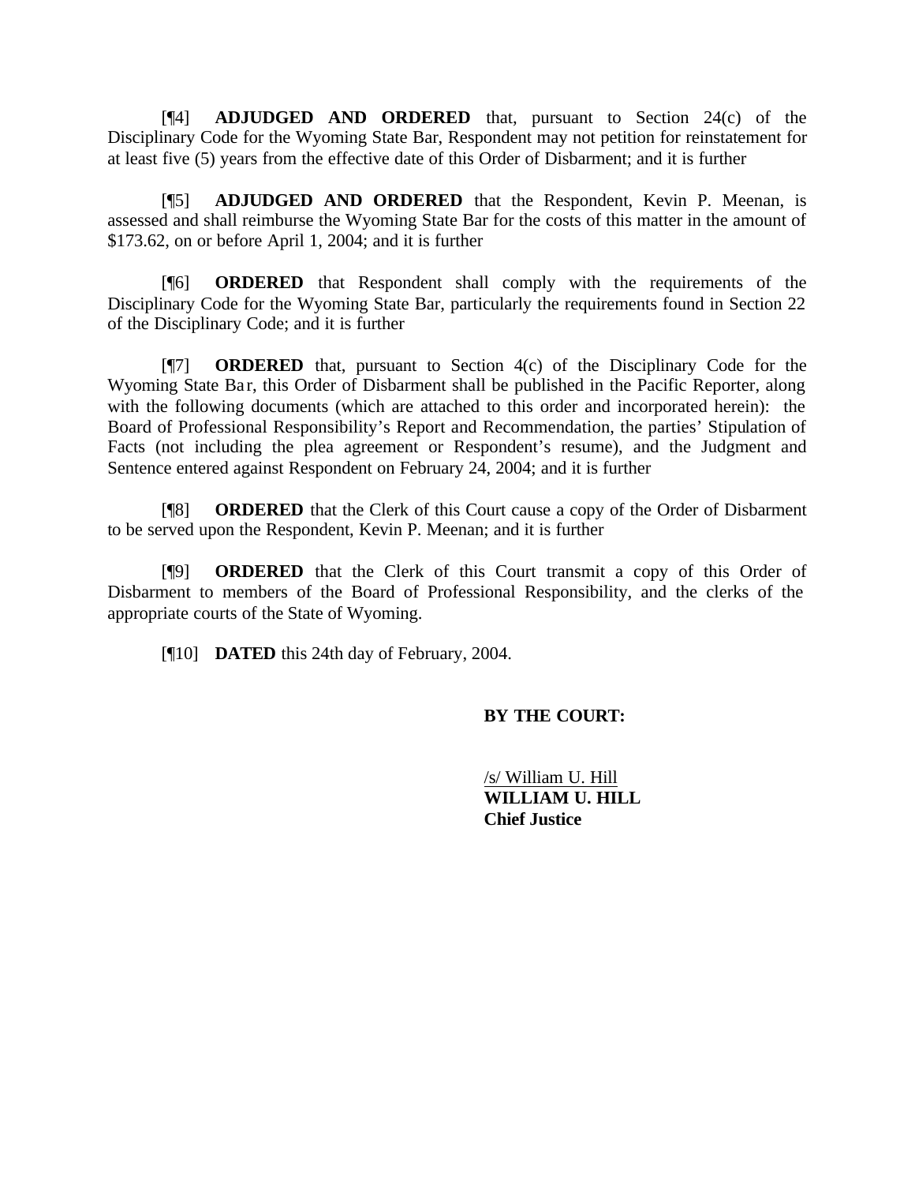[¶4] **ADJUDGED AND ORDERED** that, pursuant to Section 24(c) of the Disciplinary Code for the Wyoming State Bar, Respondent may not petition for reinstatement for at least five (5) years from the effective date of this Order of Disbarment; and it is further

[¶5] **ADJUDGED AND ORDERED** that the Respondent, Kevin P. Meenan, is assessed and shall reimburse the Wyoming State Bar for the costs of this matter in the amount of $173.62, on or before April 1, 2004; and it is further

[¶6] **ORDERED** that Respondent shall comply with the requirements of the Disciplinary Code for the Wyoming State Bar, particularly the requirements found in Section 22 of the Disciplinary Code; and it is further

[¶7] **ORDERED** that, pursuant to Section 4(c) of the Disciplinary Code for the Wyoming State Bar, this Order of Disbarment shall be published in the Pacific Reporter, along with the following documents (which are attached to this order and incorporated herein): the Board of Professional Responsibility's Report and Recommendation, the parties' Stipulation of Facts (not including the plea agreement or Respondent's resume), and the Judgment and Sentence entered against Respondent on February 24, 2004; and it is further

[¶8] **ORDERED** that the Clerk of this Court cause a copy of the Order of Disbarment to be served upon the Respondent, Kevin P. Meenan; and it is further

[¶9] **ORDERED** that the Clerk of this Court transmit a copy of this Order of Disbarment to members of the Board of Professional Responsibility, and the clerks of the appropriate courts of the State of Wyoming.

[¶10] **DATED** this 24th day of February, 2004.

**BY THE COURT:**

/s/ William U. Hill
**WILLIAM U. HILL**
**Chief Justice**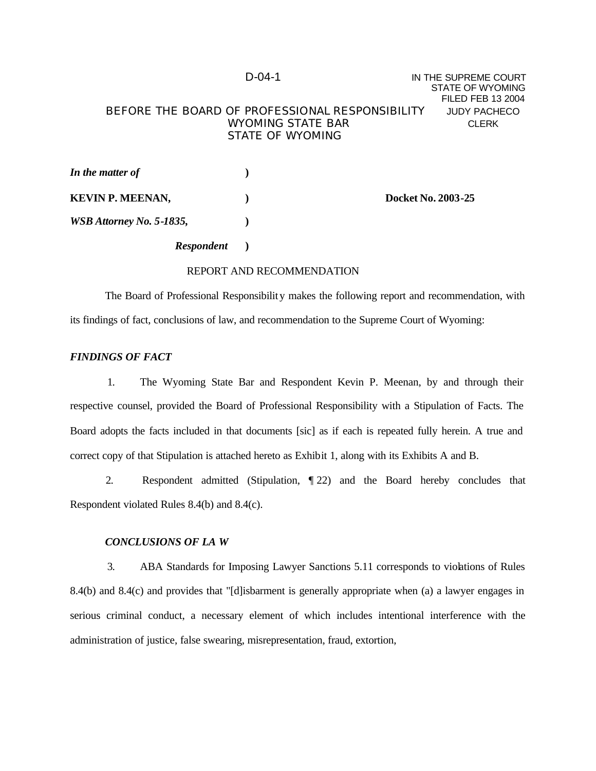D-04-1

IN THE SUPREME COURT
STATE OF WYOMING
FILED FEB 13 2004
JUDY PACHECO
CLERK

BEFORE THE BOARD OF PROFESSIONAL RESPONSIBILITY
WYOMING STATE BAR
STATE OF WYOMING

*In the matter of* )

**KEVIN P. MEENAN,** ) **Docket No. 2003-25**

***WSB Attorney No. 5-1835,*** )

***Respondent*** )

REPORT AND RECOMMENDATION

The Board of Professional Responsibility makes the following report and recommendation, with its findings of fact, conclusions of law, and recommendation to the Supreme Court of Wyoming:

***FINDINGS OF FACT***

1. The Wyoming State Bar and Respondent Kevin P. Meenan, by and through their respective counsel, provided the Board of Professional Responsibility with a Stipulation of Facts. The Board adopts the facts included in that documents [sic] as if each is repeated fully herein. A true and correct copy of that Stipulation is attached hereto as Exhibit 1, along with its Exhibits A and B.

2. Respondent admitted (Stipulation, ¶ 22) and the Board hereby concludes that Respondent violated Rules 8.4(b) and 8.4(c).

***CONCLUSIONS OF LAW***

3. ABA Standards for Imposing Lawyer Sanctions 5.11 corresponds to violations of Rules 8.4(b) and 8.4(c) and provides that "[d]isbarment is generally appropriate when (a) a lawyer engages in serious criminal conduct, a necessary element of which includes intentional interference with the administration of justice, false swearing, misrepresentation, fraud, extortion,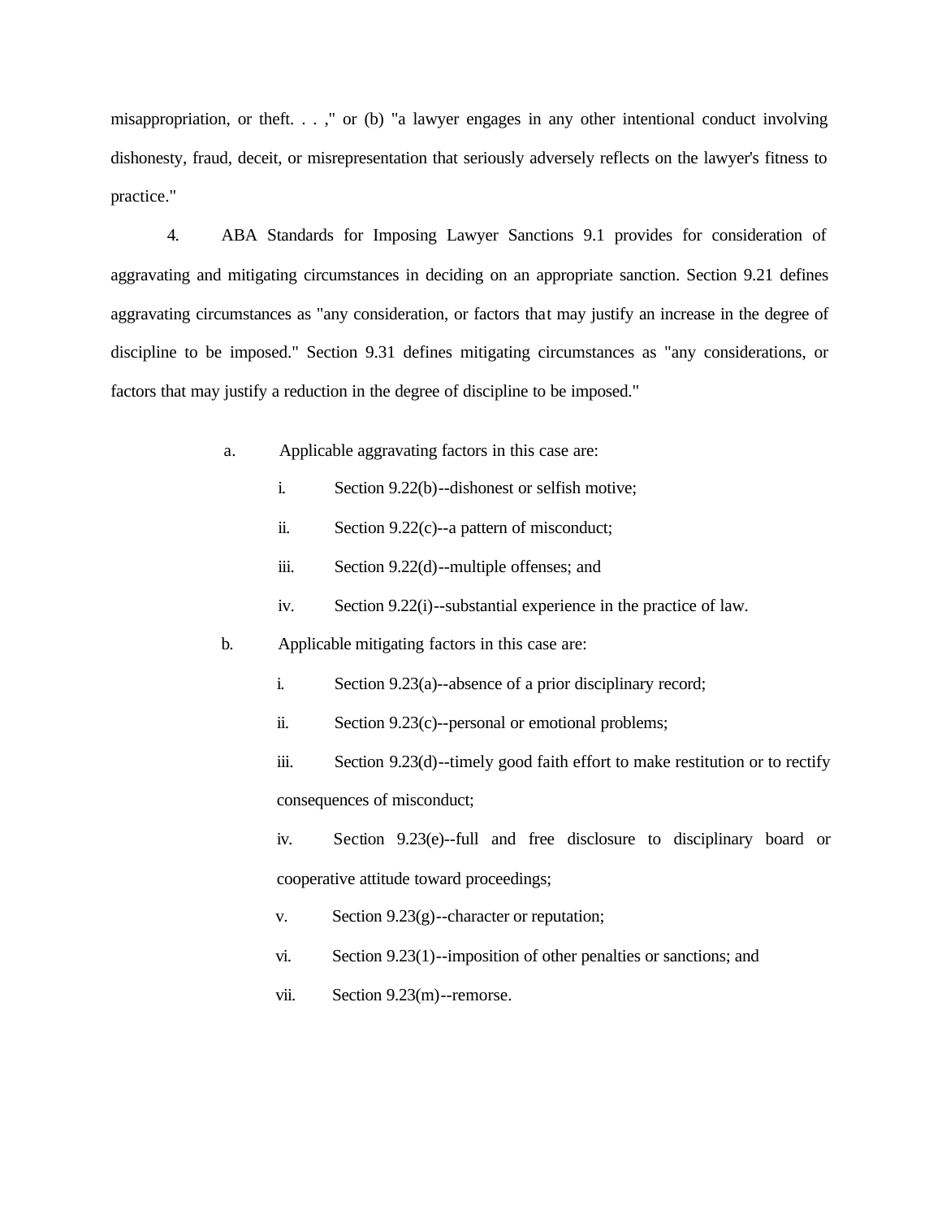misappropriation, or theft. . . ," or (b) "a lawyer engages in any other intentional conduct involving dishonesty, fraud, deceit, or misrepresentation that seriously adversely reflects on the lawyer's fitness to practice."

4. ABA Standards for Imposing Lawyer Sanctions 9.1 provides for consideration of aggravating and mitigating circumstances in deciding on an appropriate sanction. Section 9.21 defines aggravating circumstances as "any consideration, or factors that may justify an increase in the degree of discipline to be imposed." Section 9.31 defines mitigating circumstances as "any considerations, or factors that may justify a reduction in the degree of discipline to be imposed."

a. Applicable aggravating factors in this case are:

i. Section 9.22(b)--dishonest or selfish motive;

ii. Section 9.22(c)--a pattern of misconduct;

iii. Section 9.22(d)--multiple offenses; and

iv. Section 9.22(i)--substantial experience in the practice of law.

b. Applicable mitigating factors in this case are:

i. Section 9.23(a)--absence of a prior disciplinary record;

ii. Section 9.23(c)--personal or emotional problems;

iii. Section 9.23(d)--timely good faith effort to make restitution or to rectify consequences of misconduct;

iv. Section 9.23(e)--full and free disclosure to disciplinary board or cooperative attitude toward proceedings;

v. Section 9.23(g)--character or reputation;

vi. Section 9.23(1)--imposition of other penalties or sanctions; and

vii. Section 9.23(m)--remorse.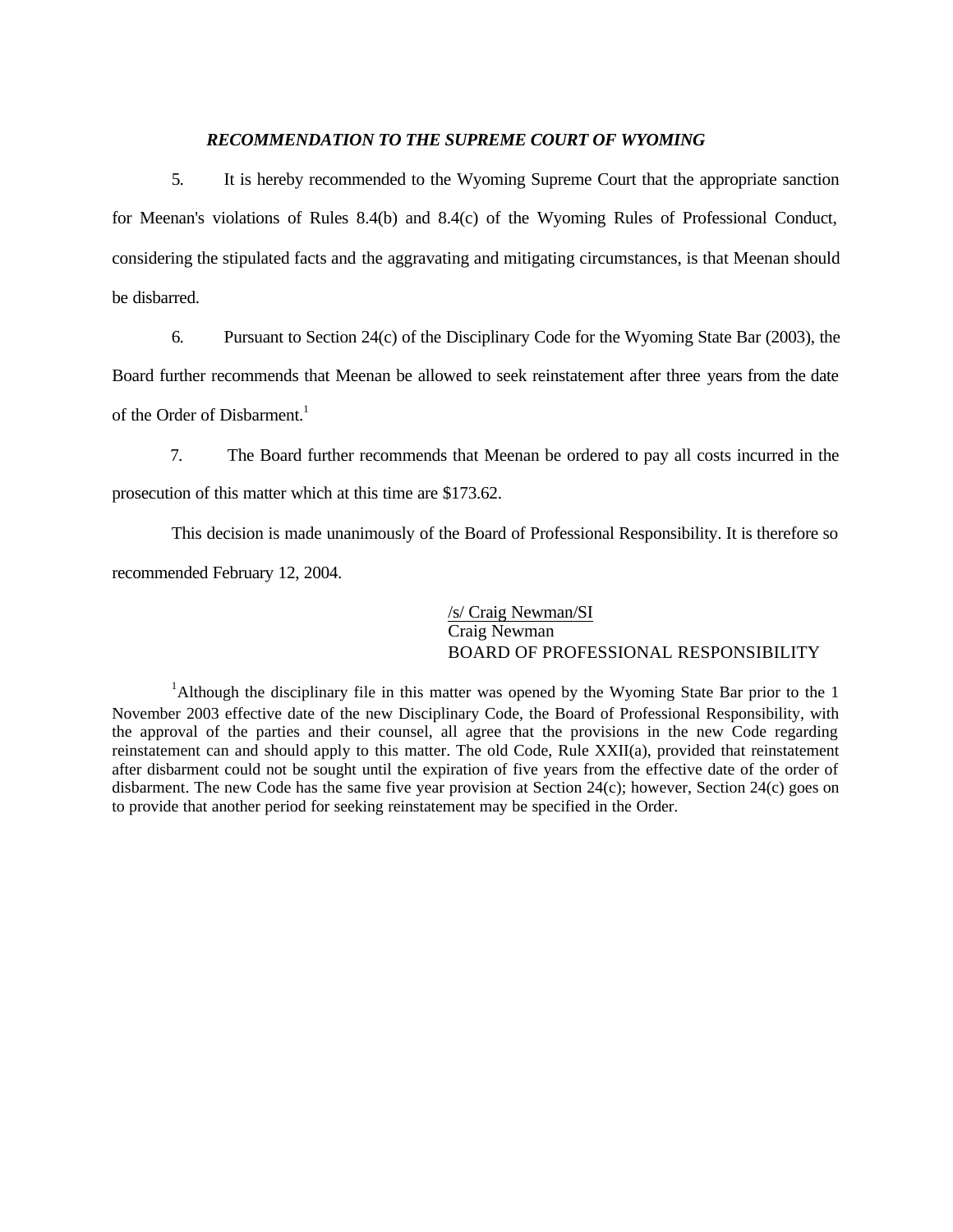***RECOMMENDATION TO THE SUPREME COURT OF WYOMING***

5. It is hereby recommended to the Wyoming Supreme Court that the appropriate sanction for Meenan's violations of Rules 8.4(b) and 8.4(c) of the Wyoming Rules of Professional Conduct, considering the stipulated facts and the aggravating and mitigating circumstances, is that Meenan should be disbarred.

6. Pursuant to Section 24(c) of the Disciplinary Code for the Wyoming State Bar (2003), the Board further recommends that Meenan be allowed to seek reinstatement after three years from the date of the Order of Disbarment.[1]

7. The Board further recommends that Meenan be ordered to pay all costs incurred in the prosecution of this matter which at this time are $173.62.

This decision is made unanimously of the Board of Professional Responsibility. It is therefore so recommended February 12, 2004.

/s/ Craig Newman/SI
Craig Newman
BOARD OF PROFESSIONAL RESPONSIBILITY

[1]Although the disciplinary file in this matter was opened by the Wyoming State Bar prior to the 1 November 2003 effective date of the new Disciplinary Code, the Board of Professional Responsibility, with the approval of the parties and their counsel, all agree that the provisions in the new Code regarding reinstatement can and should apply to this matter. The old Code, Rule XXII(a), provided that reinstatement after disbarment could not be sought until the expiration of five years from the effective date of the order of disbarment. The new Code has the same five year provision at Section 24(c); however, Section 24(c) goes on to provide that another period for seeking reinstatement may be specified in the Order.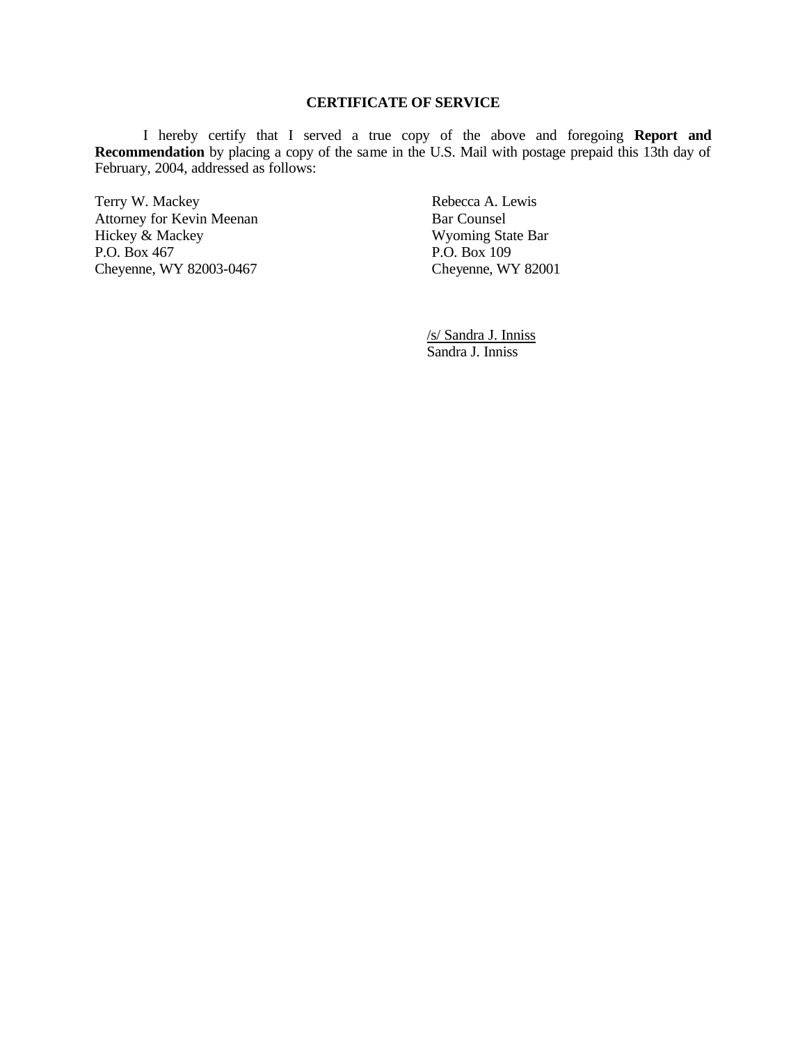## CERTIFICATE OF SERVICE

I hereby certify that I served a true copy of the above and foregoing **Report and Recommendation** by placing a copy of the same in the U.S. Mail with postage prepaid this 13th day of February, 2004, addressed as follows:

Terry W. Mackey
Attorney for Kevin Meenan
Hickey & Mackey
P.O. Box 467
Cheyenne, WY 82003-0467

Rebecca A. Lewis
Bar Counsel
Wyoming State Bar
P.O. Box 109
Cheyenne, WY 82001

/s/ Sandra J. Inniss
Sandra J. Inniss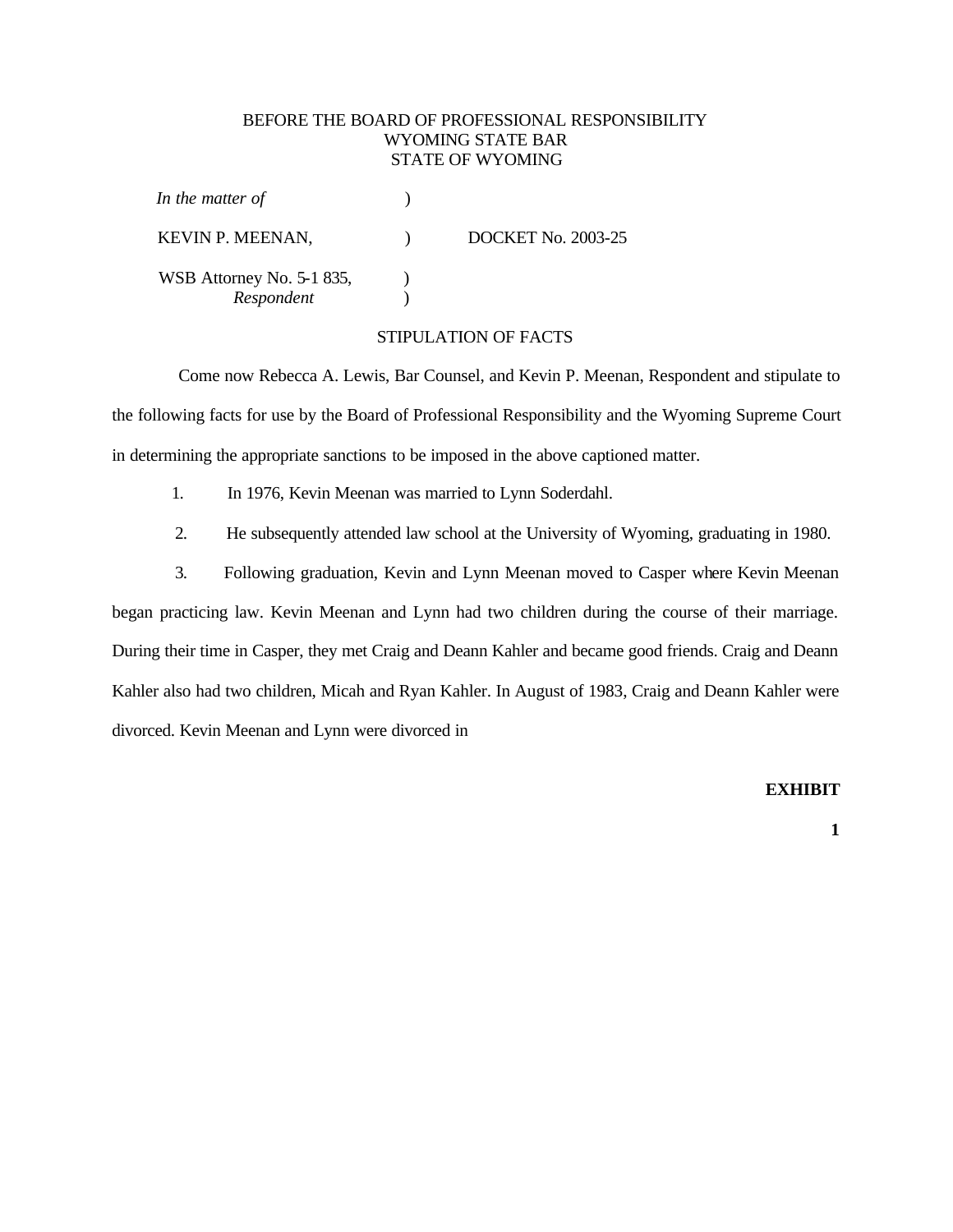BEFORE THE BOARD OF PROFESSIONAL RESPONSIBILITY
WYOMING STATE BAR
STATE OF WYOMING

*In the matter of* )

KEVIN P. MEENAN, ) DOCKET No. 2003-25

WSB Attorney No. 5-1 835, )
*Respondent* )

STIPULATION OF FACTS

Come now Rebecca A. Lewis, Bar Counsel, and Kevin P. Meenan, Respondent and stipulate to the following facts for use by the Board of Professional Responsibility and the Wyoming Supreme Court in determining the appropriate sanctions to be imposed in the above captioned matter.

1. In 1976, Kevin Meenan was married to Lynn Soderdahl.

2. He subsequently attended law school at the University of Wyoming, graduating in 1980.

3. Following graduation, Kevin and Lynn Meenan moved to Casper where Kevin Meenan began practicing law. Kevin Meenan and Lynn had two children during the course of their marriage. During their time in Casper, they met Craig and Deann Kahler and became good friends. Craig and Deann Kahler also had two children, Micah and Ryan Kahler. In August of 1983, Craig and Deann Kahler were divorced. Kevin Meenan and Lynn were divorced in

**EXHIBIT**

**1**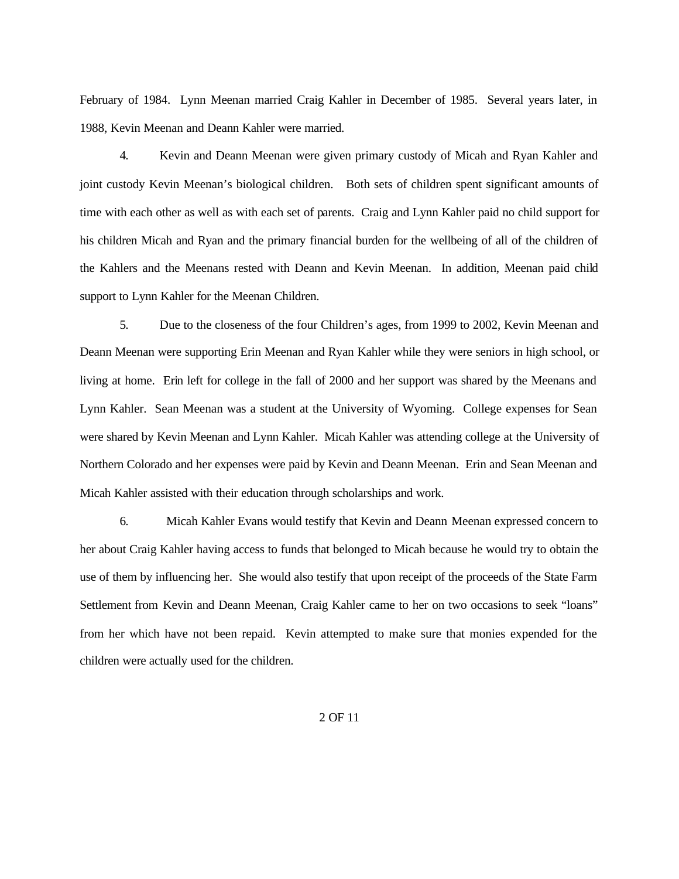February of 1984. Lynn Meenan married Craig Kahler in December of 1985. Several years later, in 1988, Kevin Meenan and Deann Kahler were married.

4. Kevin and Deann Meenan were given primary custody of Micah and Ryan Kahler and joint custody Kevin Meenan's biological children. Both sets of children spent significant amounts of time with each other as well as with each set of parents. Craig and Lynn Kahler paid no child support for his children Micah and Ryan and the primary financial burden for the wellbeing of all of the children of the Kahlers and the Meenans rested with Deann and Kevin Meenan. In addition, Meenan paid child support to Lynn Kahler for the Meenan Children.

5. Due to the closeness of the four Children's ages, from 1999 to 2002, Kevin Meenan and Deann Meenan were supporting Erin Meenan and Ryan Kahler while they were seniors in high school, or living at home. Erin left for college in the fall of 2000 and her support was shared by the Meenans and Lynn Kahler. Sean Meenan was a student at the University of Wyoming. College expenses for Sean were shared by Kevin Meenan and Lynn Kahler. Micah Kahler was attending college at the University of Northern Colorado and her expenses were paid by Kevin and Deann Meenan. Erin and Sean Meenan and Micah Kahler assisted with their education through scholarships and work.

6. Micah Kahler Evans would testify that Kevin and Deann Meenan expressed concern to her about Craig Kahler having access to funds that belonged to Micah because he would try to obtain the use of them by influencing her. She would also testify that upon receipt of the proceeds of the State Farm Settlement from Kevin and Deann Meenan, Craig Kahler came to her on two occasions to seek "loans" from her which have not been repaid. Kevin attempted to make sure that monies expended for the children were actually used for the children.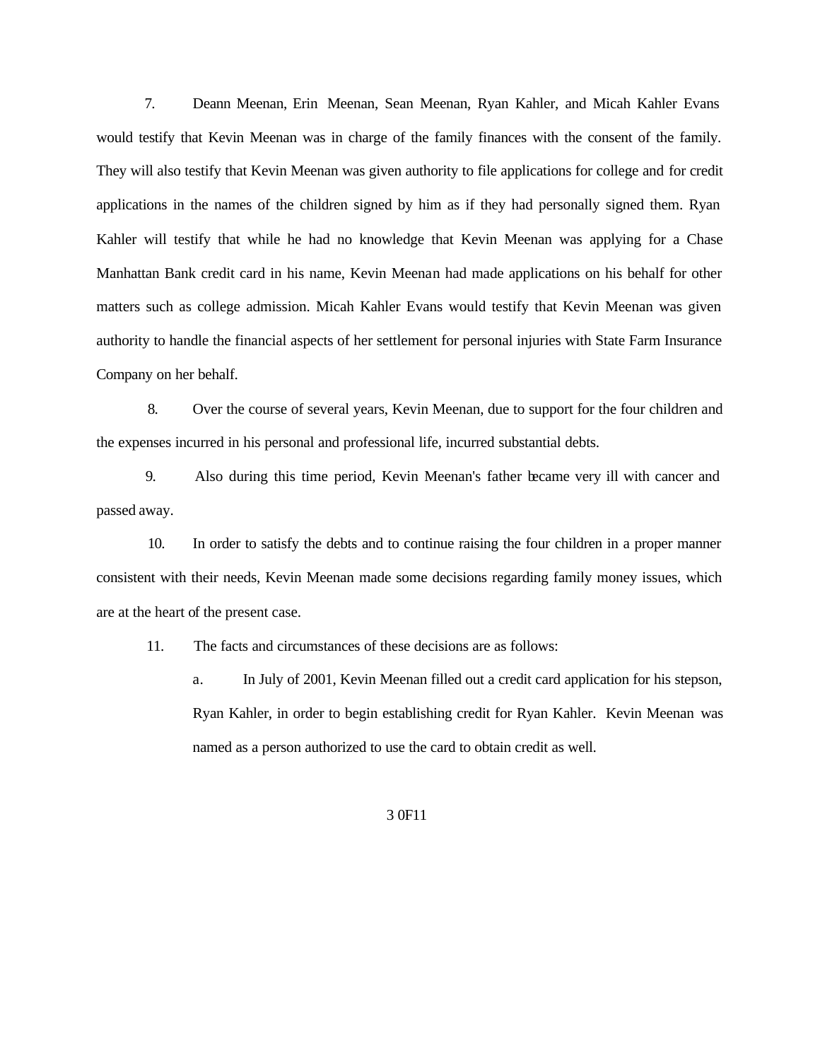7. Deann Meenan, Erin Meenan, Sean Meenan, Ryan Kahler, and Micah Kahler Evans would testify that Kevin Meenan was in charge of the family finances with the consent of the family. They will also testify that Kevin Meenan was given authority to file applications for college and for credit applications in the names of the children signed by him as if they had personally signed them. Ryan Kahler will testify that while he had no knowledge that Kevin Meenan was applying for a Chase Manhattan Bank credit card in his name, Kevin Meenan had made applications on his behalf for other matters such as college admission. Micah Kahler Evans would testify that Kevin Meenan was given authority to handle the financial aspects of her settlement for personal injuries with State Farm Insurance Company on her behalf.

8. Over the course of several years, Kevin Meenan, due to support for the four children and the expenses incurred in his personal and professional life, incurred substantial debts.

9. Also during this time period, Kevin Meenan's father became very ill with cancer and passed away.

10. In order to satisfy the debts and to continue raising the four children in a proper manner consistent with their needs, Kevin Meenan made some decisions regarding family money issues, which are at the heart of the present case.

11. The facts and circumstances of these decisions are as follows:

   a. In July of 2001, Kevin Meenan filled out a credit card application for his stepson, Ryan Kahler, in order to begin establishing credit for Ryan Kahler. Kevin Meenan was named as a person authorized to use the card to obtain credit as well.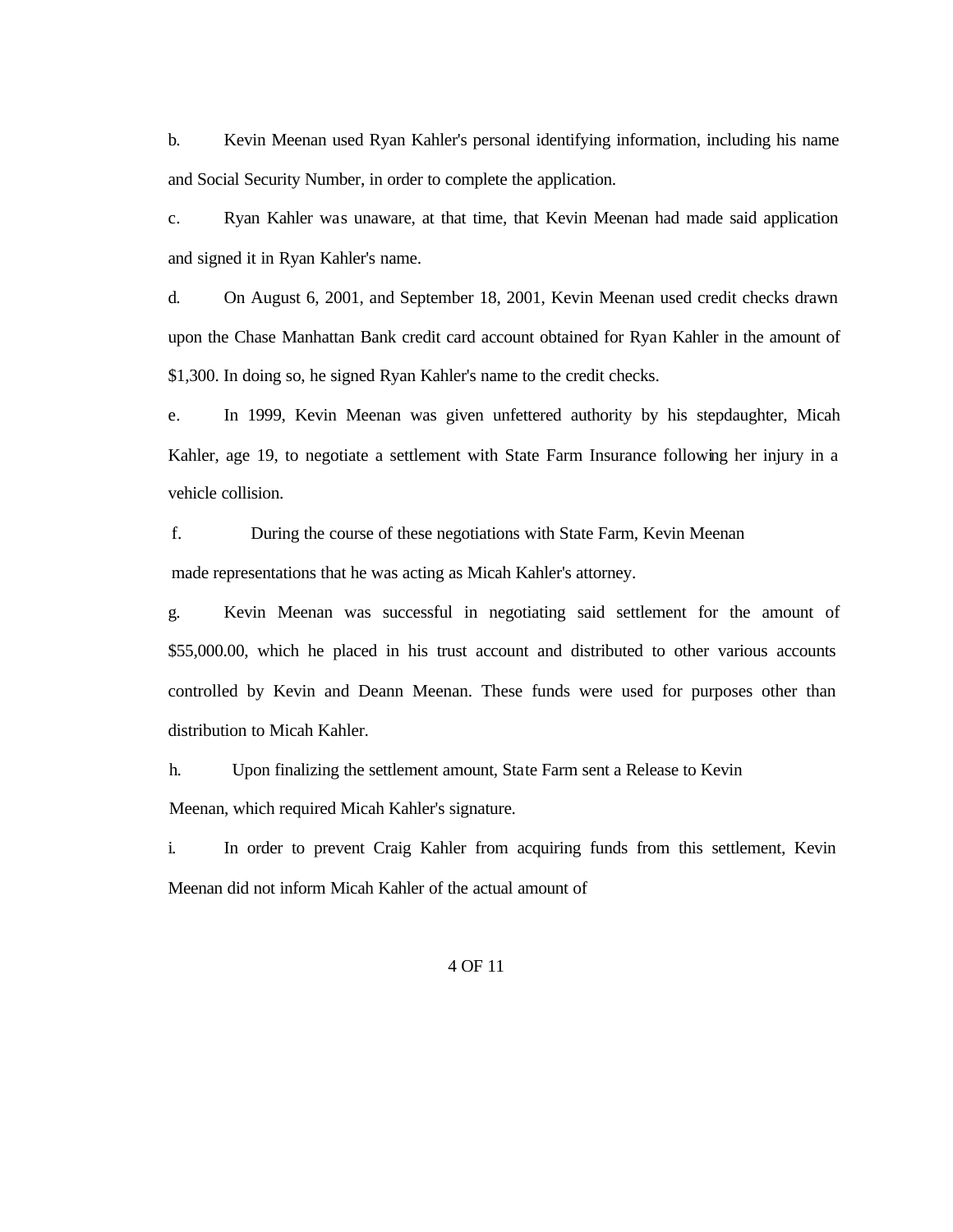b. Kevin Meenan used Ryan Kahler's personal identifying information, including his name and Social Security Number, in order to complete the application.

c. Ryan Kahler was unaware, at that time, that Kevin Meenan had made said application and signed it in Ryan Kahler's name.

d. On August 6, 2001, and September 18, 2001, Kevin Meenan used credit checks drawn upon the Chase Manhattan Bank credit card account obtained for Ryan Kahler in the amount of $1,300. In doing so, he signed Ryan Kahler's name to the credit checks.

e. In 1999, Kevin Meenan was given unfettered authority by his stepdaughter, Micah Kahler, age 19, to negotiate a settlement with State Farm Insurance following her injury in a vehicle collision.

f. During the course of these negotiations with State Farm, Kevin Meenan made representations that he was acting as Micah Kahler's attorney.

g. Kevin Meenan was successful in negotiating said settlement for the amount of $55,000.00, which he placed in his trust account and distributed to other various accounts controlled by Kevin and Deann Meenan. These funds were used for purposes other than distribution to Micah Kahler.

h. Upon finalizing the settlement amount, State Farm sent a Release to Kevin Meenan, which required Micah Kahler's signature.

i. In order to prevent Craig Kahler from acquiring funds from this settlement, Kevin Meenan did not inform Micah Kahler of the actual amount of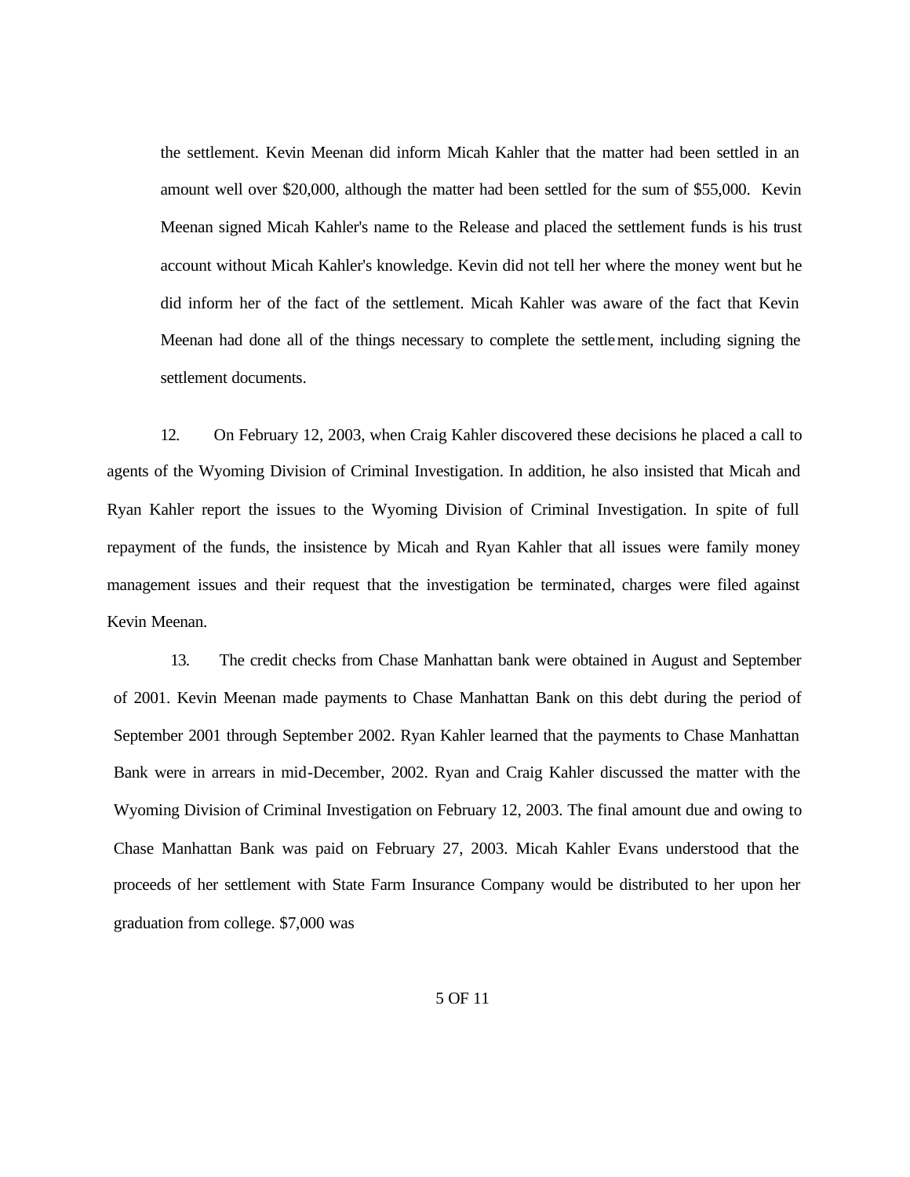the settlement. Kevin Meenan did inform Micah Kahler that the matter had been settled in an amount well over $20,000, although the matter had been settled for the sum of $55,000. Kevin Meenan signed Micah Kahler's name to the Release and placed the settlement funds is his trust account without Micah Kahler's knowledge. Kevin did not tell her where the money went but he did inform her of the fact of the settlement. Micah Kahler was aware of the fact that Kevin Meenan had done all of the things necessary to complete the settlement, including signing the settlement documents.

12. On February 12, 2003, when Craig Kahler discovered these decisions he placed a call to agents of the Wyoming Division of Criminal Investigation. In addition, he also insisted that Micah and Ryan Kahler report the issues to the Wyoming Division of Criminal Investigation. In spite of full repayment of the funds, the insistence by Micah and Ryan Kahler that all issues were family money management issues and their request that the investigation be terminated, charges were filed against Kevin Meenan.

13. The credit checks from Chase Manhattan bank were obtained in August and September of 2001. Kevin Meenan made payments to Chase Manhattan Bank on this debt during the period of September 2001 through September 2002. Ryan Kahler learned that the payments to Chase Manhattan Bank were in arrears in mid-December, 2002. Ryan and Craig Kahler discussed the matter with the Wyoming Division of Criminal Investigation on February 12, 2003. The final amount due and owing to Chase Manhattan Bank was paid on February 27, 2003. Micah Kahler Evans understood that the proceeds of her settlement with State Farm Insurance Company would be distributed to her upon her graduation from college. $7,000 was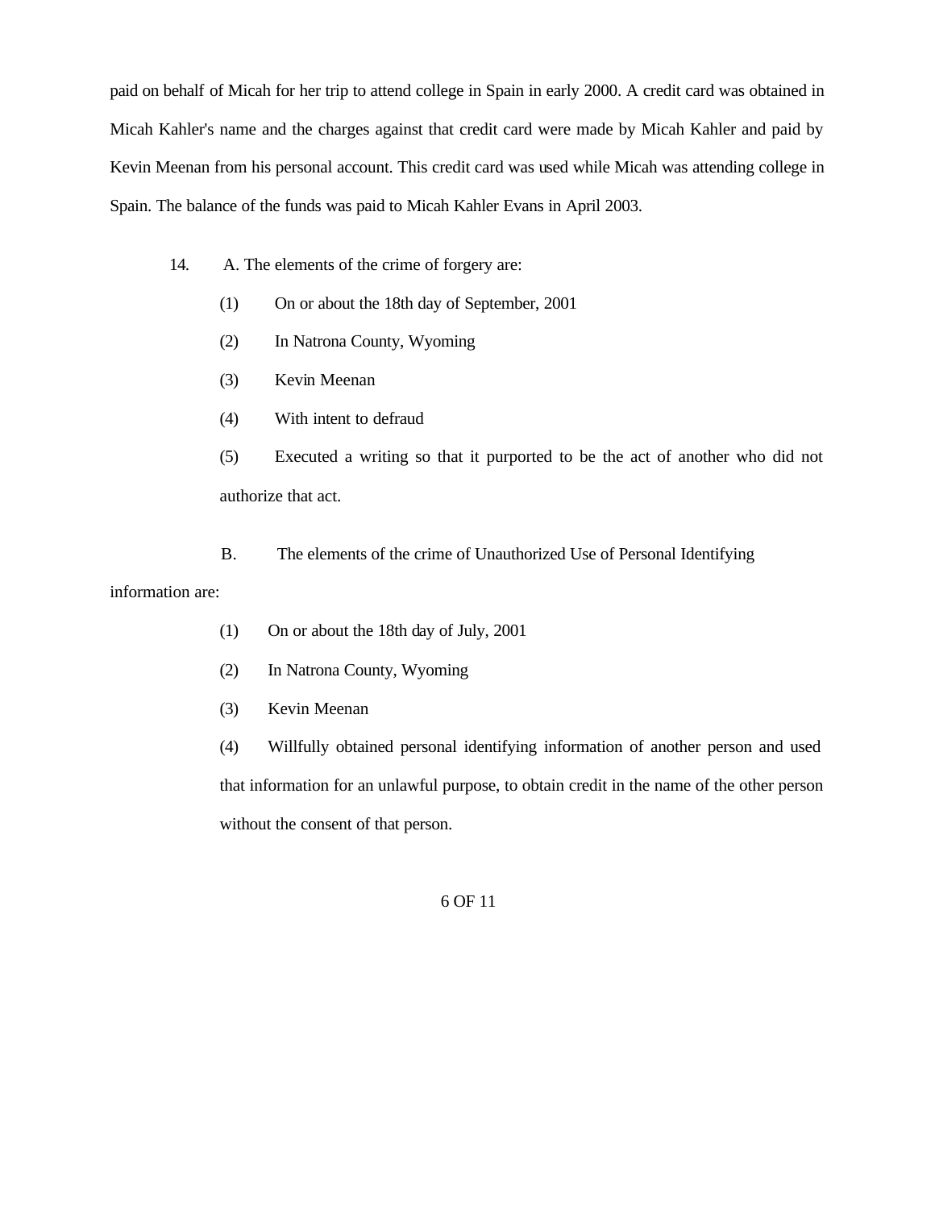paid on behalf of Micah for her trip to attend college in Spain in early 2000. A credit card was obtained in Micah Kahler's name and the charges against that credit card were made by Micah Kahler and paid by Kevin Meenan from his personal account. This credit card was used while Micah was attending college in Spain. The balance of the funds was paid to Micah Kahler Evans in April 2003.

14. A. The elements of the crime of forgery are:

(1) On or about the 18th day of September, 2001

(2) In Natrona County, Wyoming

(3) Kevin Meenan

(4) With intent to defraud

(5) Executed a writing so that it purported to be the act of another who did not authorize that act.

B. The elements of the crime of Unauthorized Use of Personal Identifying information are:

(1) On or about the 18th day of July, 2001

(2) In Natrona County, Wyoming

(3) Kevin Meenan

(4) Willfully obtained personal identifying information of another person and used that information for an unlawful purpose, to obtain credit in the name of the other person without the consent of that person.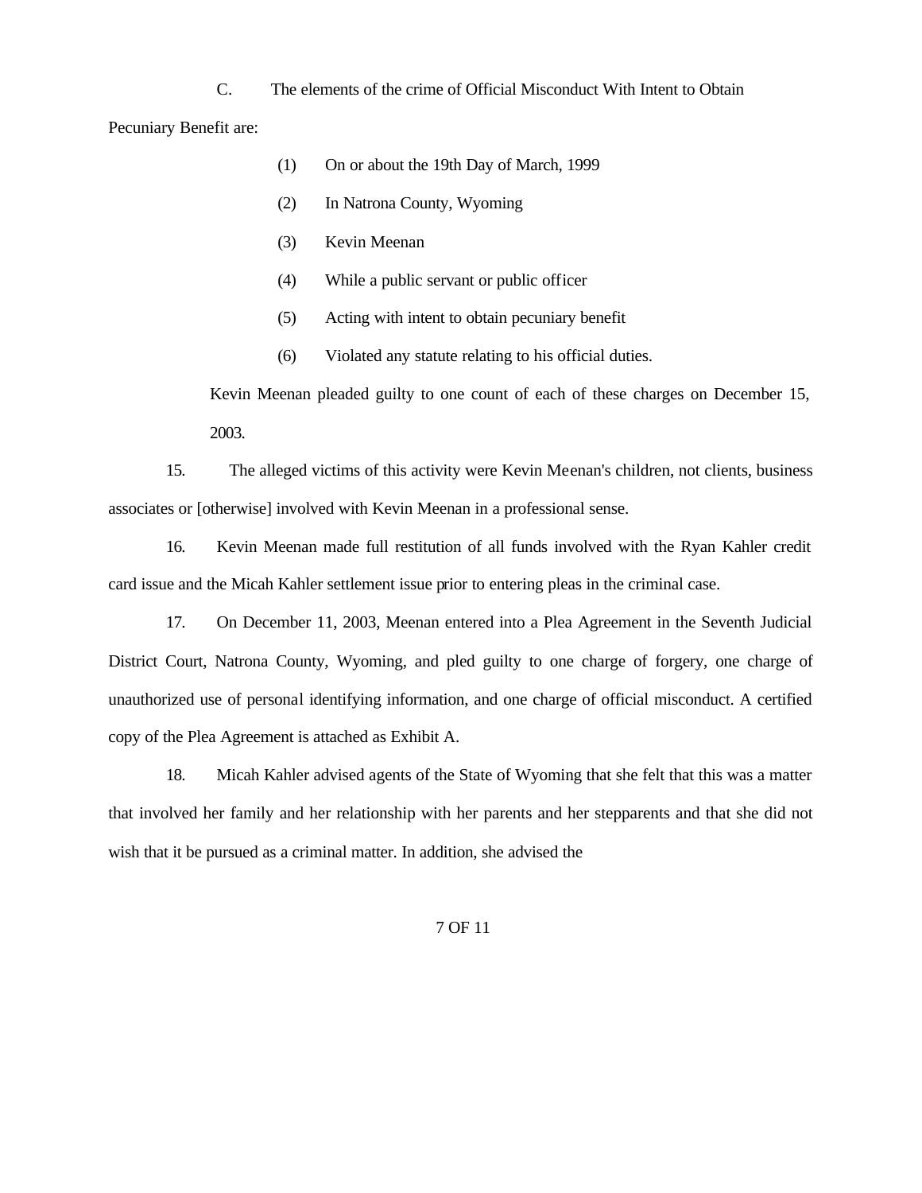C. The elements of the crime of Official Misconduct With Intent to Obtain Pecuniary Benefit are:

(1) On or about the 19th Day of March, 1999

(2) In Natrona County, Wyoming

(3) Kevin Meenan

(4) While a public servant or public officer

(5) Acting with intent to obtain pecuniary benefit

(6) Violated any statute relating to his official duties.

Kevin Meenan pleaded guilty to one count of each of these charges on December 15, 2003.

15. The alleged victims of this activity were Kevin Meenan's children, not clients, business associates or [otherwise] involved with Kevin Meenan in a professional sense.

16. Kevin Meenan made full restitution of all funds involved with the Ryan Kahler credit card issue and the Micah Kahler settlement issue prior to entering pleas in the criminal case.

17. On December 11, 2003, Meenan entered into a Plea Agreement in the Seventh Judicial District Court, Natrona County, Wyoming, and pled guilty to one charge of forgery, one charge of unauthorized use of personal identifying information, and one charge of official misconduct. A certified copy of the Plea Agreement is attached as Exhibit A.

18. Micah Kahler advised agents of the State of Wyoming that she felt that this was a matter that involved her family and her relationship with her parents and her stepparents and that she did not wish that it be pursued as a criminal matter. In addition, she advised the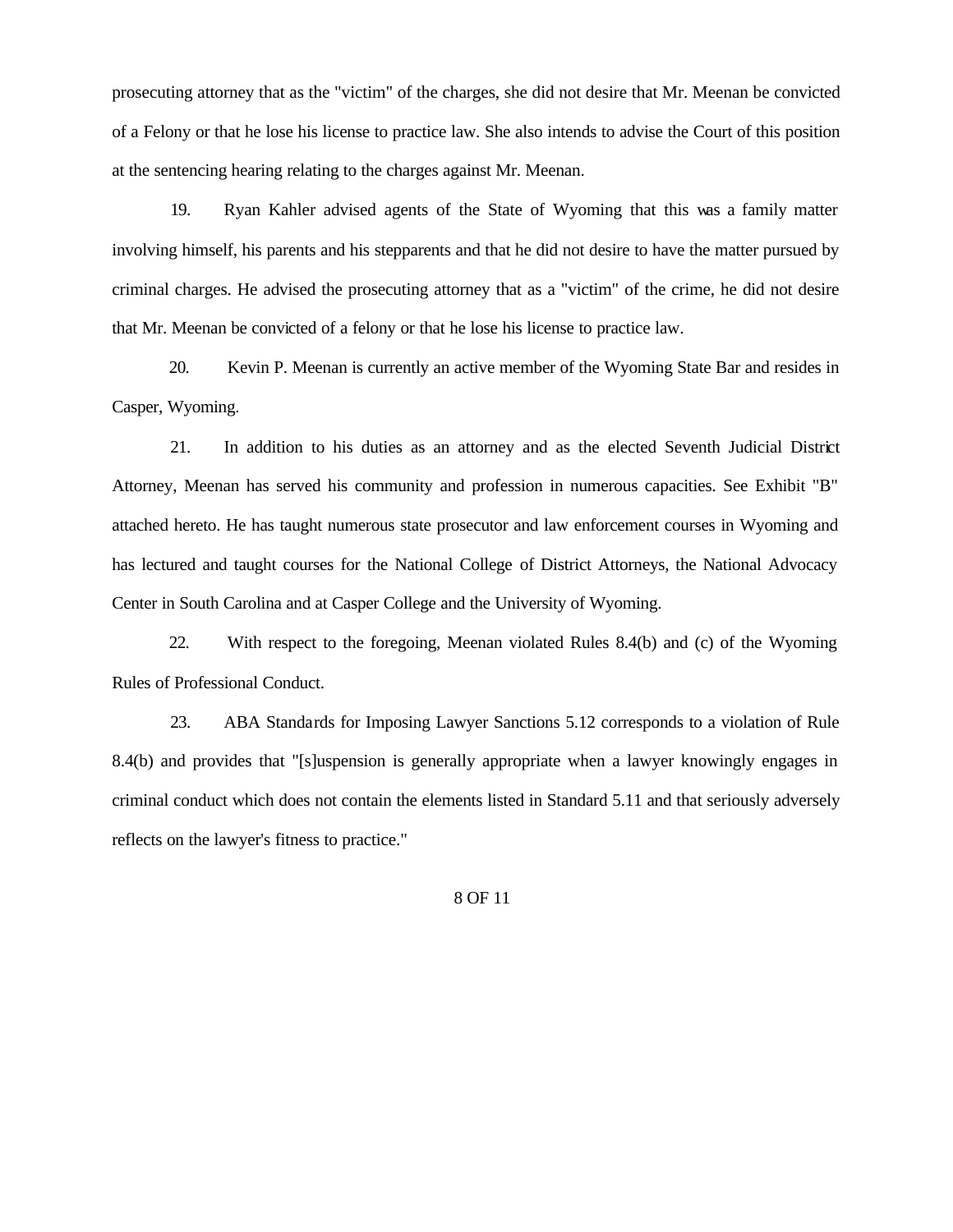prosecuting attorney that as the "victim" of the charges, she did not desire that Mr. Meenan be convicted of a Felony or that he lose his license to practice law. She also intends to advise the Court of this position at the sentencing hearing relating to the charges against Mr. Meenan.

19. Ryan Kahler advised agents of the State of Wyoming that this was a family matter involving himself, his parents and his stepparents and that he did not desire to have the matter pursued by criminal charges. He advised the prosecuting attorney that as a "victim" of the crime, he did not desire that Mr. Meenan be convicted of a felony or that he lose his license to practice law.

20. Kevin P. Meenan is currently an active member of the Wyoming State Bar and resides in Casper, Wyoming.

21. In addition to his duties as an attorney and as the elected Seventh Judicial District Attorney, Meenan has served his community and profession in numerous capacities. See Exhibit "B" attached hereto. He has taught numerous state prosecutor and law enforcement courses in Wyoming and has lectured and taught courses for the National College of District Attorneys, the National Advocacy Center in South Carolina and at Casper College and the University of Wyoming.

22. With respect to the foregoing, Meenan violated Rules 8.4(b) and (c) of the Wyoming Rules of Professional Conduct.

23. ABA Standards for Imposing Lawyer Sanctions 5.12 corresponds to a violation of Rule 8.4(b) and provides that "[s]uspension is generally appropriate when a lawyer knowingly engages in criminal conduct which does not contain the elements listed in Standard 5.11 and that seriously adversely reflects on the lawyer's fitness to practice."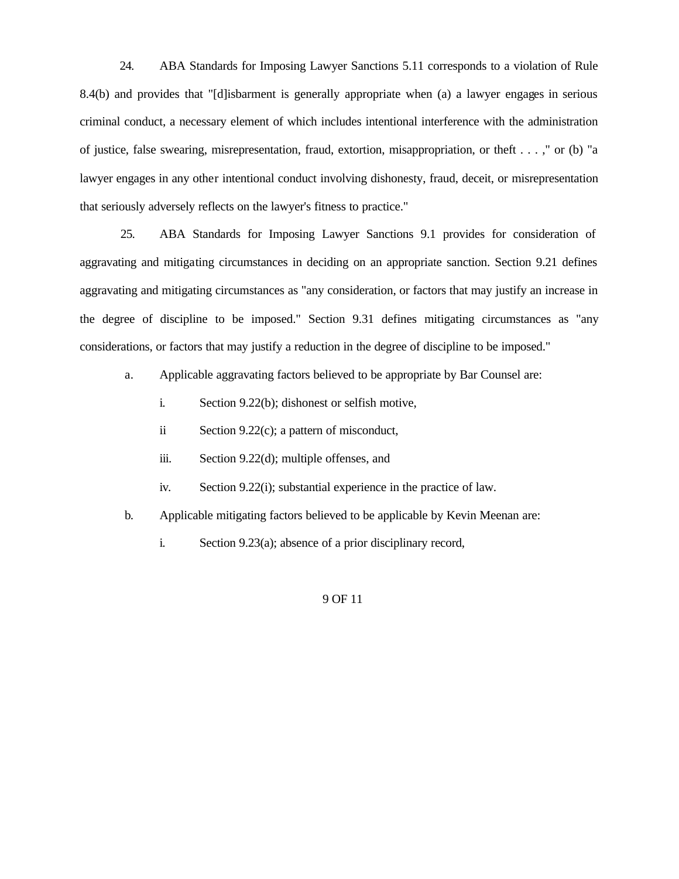24. ABA Standards for Imposing Lawyer Sanctions 5.11 corresponds to a violation of Rule 8.4(b) and provides that "[d]isbarment is generally appropriate when (a) a lawyer engages in serious criminal conduct, a necessary element of which includes intentional interference with the administration of justice, false swearing, misrepresentation, fraud, extortion, misappropriation, or theft . . . ," or (b) "a lawyer engages in any other intentional conduct involving dishonesty, fraud, deceit, or misrepresentation that seriously adversely reflects on the lawyer's fitness to practice."

25. ABA Standards for Imposing Lawyer Sanctions 9.1 provides for consideration of aggravating and mitigating circumstances in deciding on an appropriate sanction. Section 9.21 defines aggravating and mitigating circumstances as "any consideration, or factors that may justify an increase in the degree of discipline to be imposed." Section 9.31 defines mitigating circumstances as "any considerations, or factors that may justify a reduction in the degree of discipline to be imposed."

a. Applicable aggravating factors believed to be appropriate by Bar Counsel are:

i. Section 9.22(b); dishonest or selfish motive,

ii Section 9.22(c); a pattern of misconduct,

iii. Section 9.22(d); multiple offenses, and

iv. Section 9.22(i); substantial experience in the practice of law.

b. Applicable mitigating factors believed to be applicable by Kevin Meenan are:

i. Section 9.23(a); absence of a prior disciplinary record,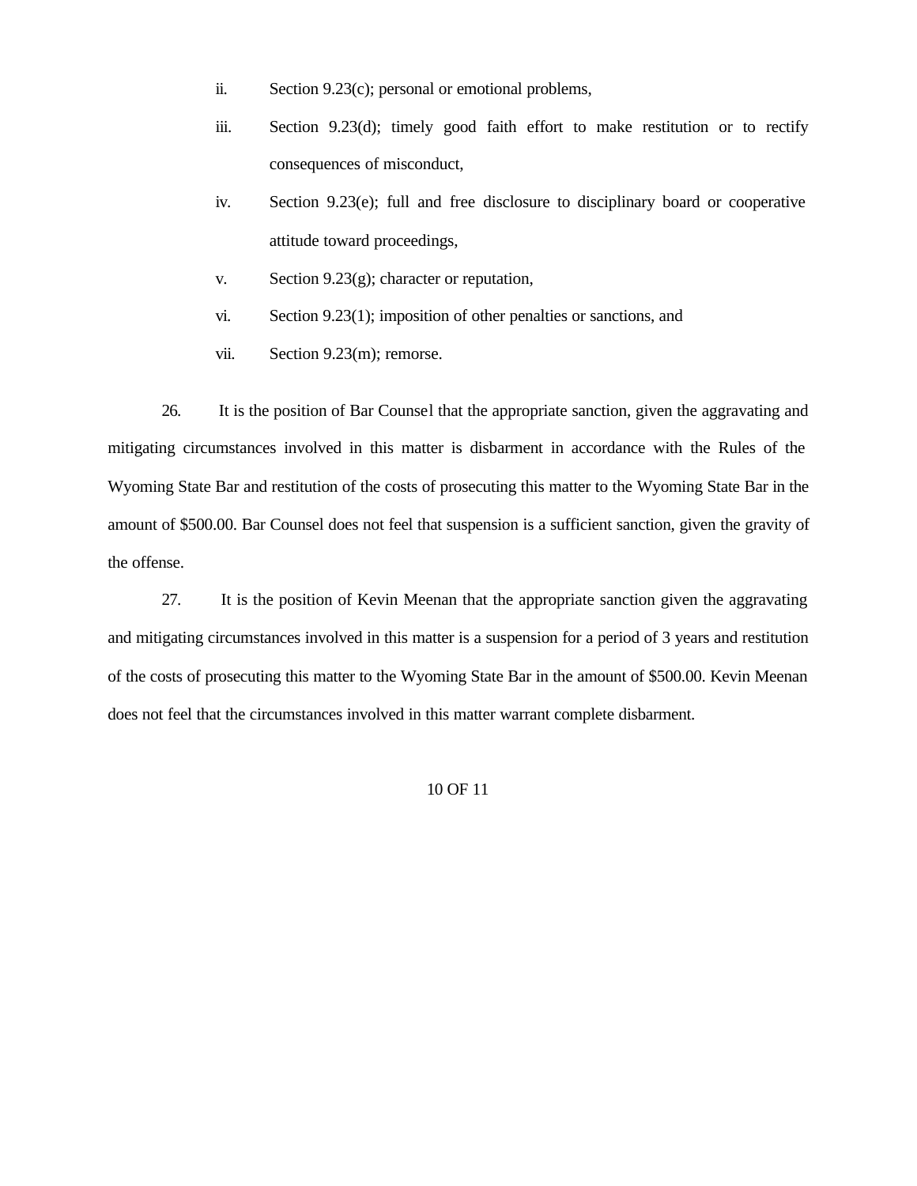ii. Section 9.23(c); personal or emotional problems,

iii. Section 9.23(d); timely good faith effort to make restitution or to rectify consequences of misconduct,

iv. Section 9.23(e); full and free disclosure to disciplinary board or cooperative attitude toward proceedings,

v. Section 9.23(g); character or reputation,

vi. Section 9.23(1); imposition of other penalties or sanctions, and

vii. Section 9.23(m); remorse.

26. It is the position of Bar Counsel that the appropriate sanction, given the aggravating and mitigating circumstances involved in this matter is disbarment in accordance with the Rules of the Wyoming State Bar and restitution of the costs of prosecuting this matter to the Wyoming State Bar in the amount of $500.00. Bar Counsel does not feel that suspension is a sufficient sanction, given the gravity of the offense.

27. It is the position of Kevin Meenan that the appropriate sanction given the aggravating and mitigating circumstances involved in this matter is a suspension for a period of 3 years and restitution of the costs of prosecuting this matter to the Wyoming State Bar in the amount of $500.00. Kevin Meenan does not feel that the circumstances involved in this matter warrant complete disbarment.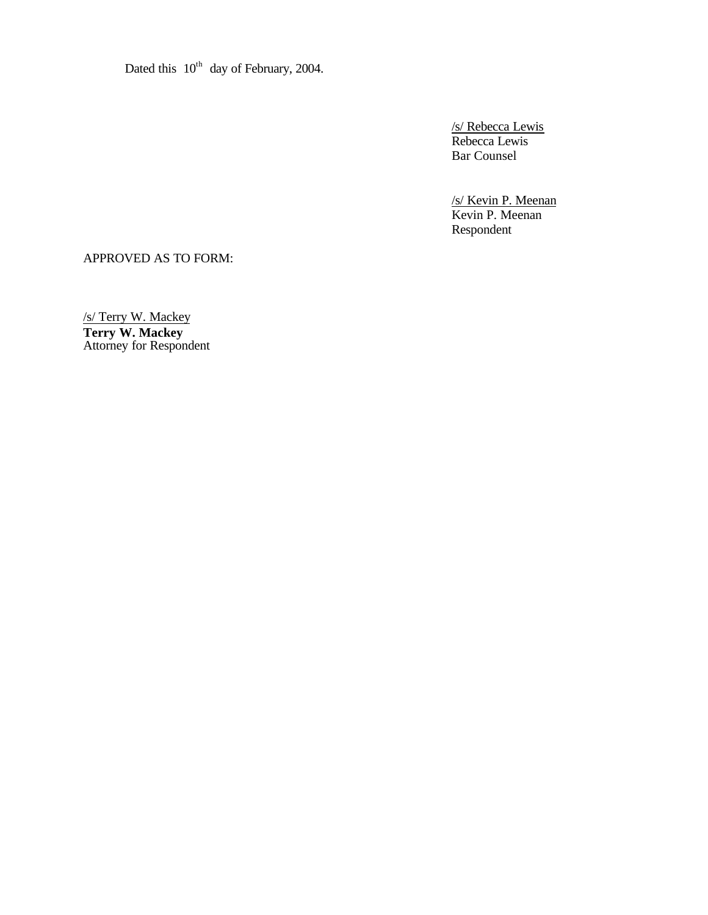Dated this 10th day of February, 2004.

/s/ Rebecca Lewis
Rebecca Lewis
Bar Counsel

/s/ Kevin P. Meenan
Kevin P. Meenan
Respondent

APPROVED AS TO FORM:

/s/ Terry W. Mackey
**Terry W. Mackey**
Attorney for Respondent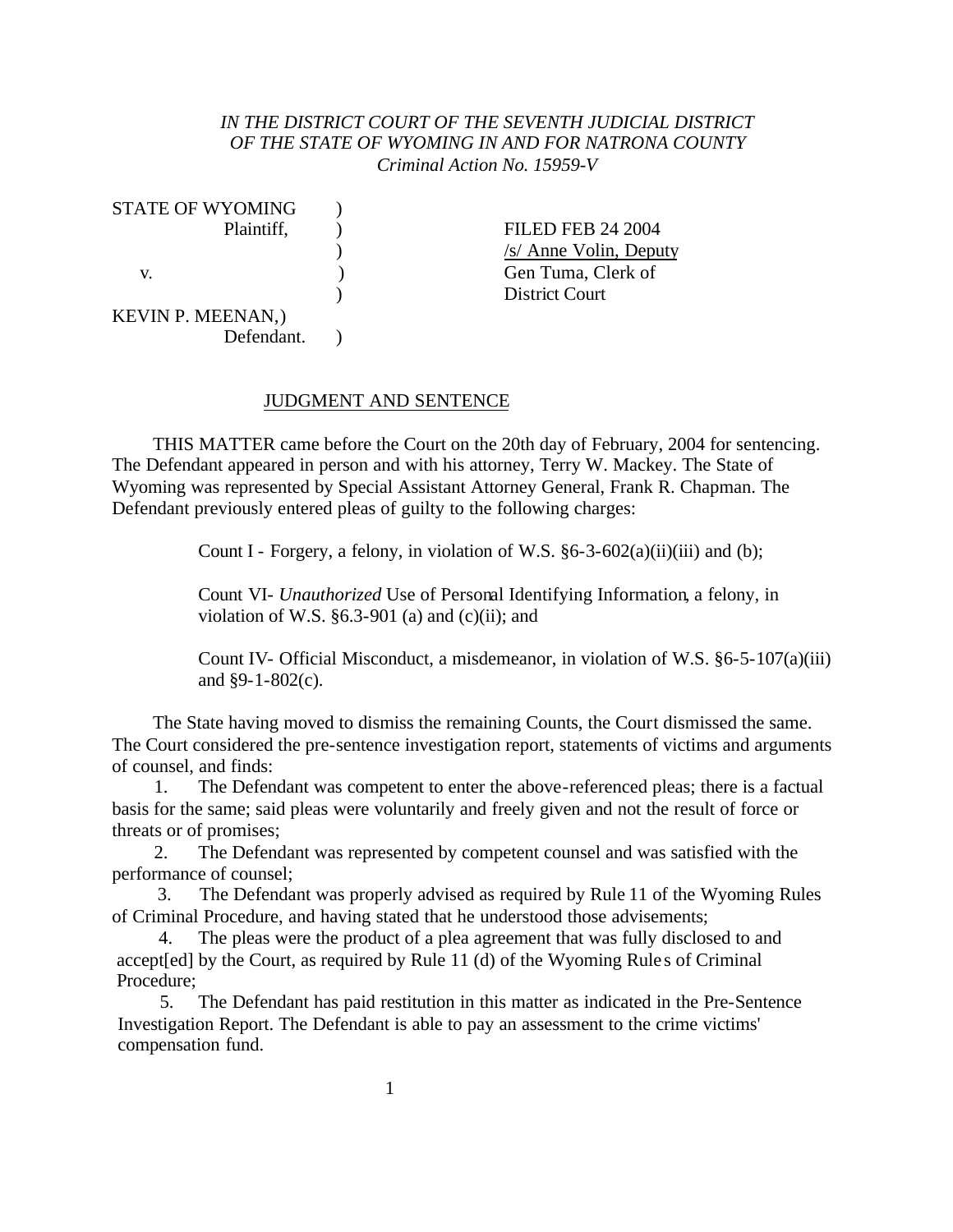*IN THE DISTRICT COURT OF THE SEVENTH JUDICIAL DISTRICT*
*OF THE STATE OF WYOMING IN AND FOR NATRONA COUNTY*
*Criminal Action No. 15959-V*

STATE OF WYOMING )
Plaintiff, )
)
v. )
)
KEVIN P. MEENAN, )
Defendant. )

FILED FEB 24 2004
/s/ Anne Volin, Deputy
Gen Tuma, Clerk of
District Court

## JUDGMENT AND SENTENCE

THIS MATTER came before the Court on the 20th day of February, 2004 for sentencing. The Defendant appeared in person and with his attorney, Terry W. Mackey. The State of Wyoming was represented by Special Assistant Attorney General, Frank R. Chapman. The Defendant previously entered pleas of guilty to the following charges:

> Count I - Forgery, a felony, in violation of W.S. §6-3-602(a)(ii)(iii) and (b);
>
> Count VI- *Unauthorized* Use of Personal Identifying Information, a felony, in violation of W.S. §6.3-901 (a) and (c)(ii); and
>
> Count IV- Official Misconduct, a misdemeanor, in violation of W.S. §6-5-107(a)(iii) and §9-1-802(c).

The State having moved to dismiss the remaining Counts, the Court dismissed the same. The Court considered the pre-sentence investigation report, statements of victims and arguments of counsel, and finds:

1. The Defendant was competent to enter the above-referenced pleas; there is a factual basis for the same; said pleas were voluntarily and freely given and not the result of force or threats or of promises;
2. The Defendant was represented by competent counsel and was satisfied with the performance of counsel;
3. The Defendant was properly advised as required by Rule 11 of the Wyoming Rules of Criminal Procedure, and having stated that he understood those advisements;
4. The pleas were the product of a plea agreement that was fully disclosed to and accept[ed] by the Court, as required by Rule 11 (d) of the Wyoming Rules of Criminal Procedure;
5. The Defendant has paid restitution in this matter as indicated in the Pre-Sentence Investigation Report. The Defendant is able to pay an assessment to the crime victims' compensation fund.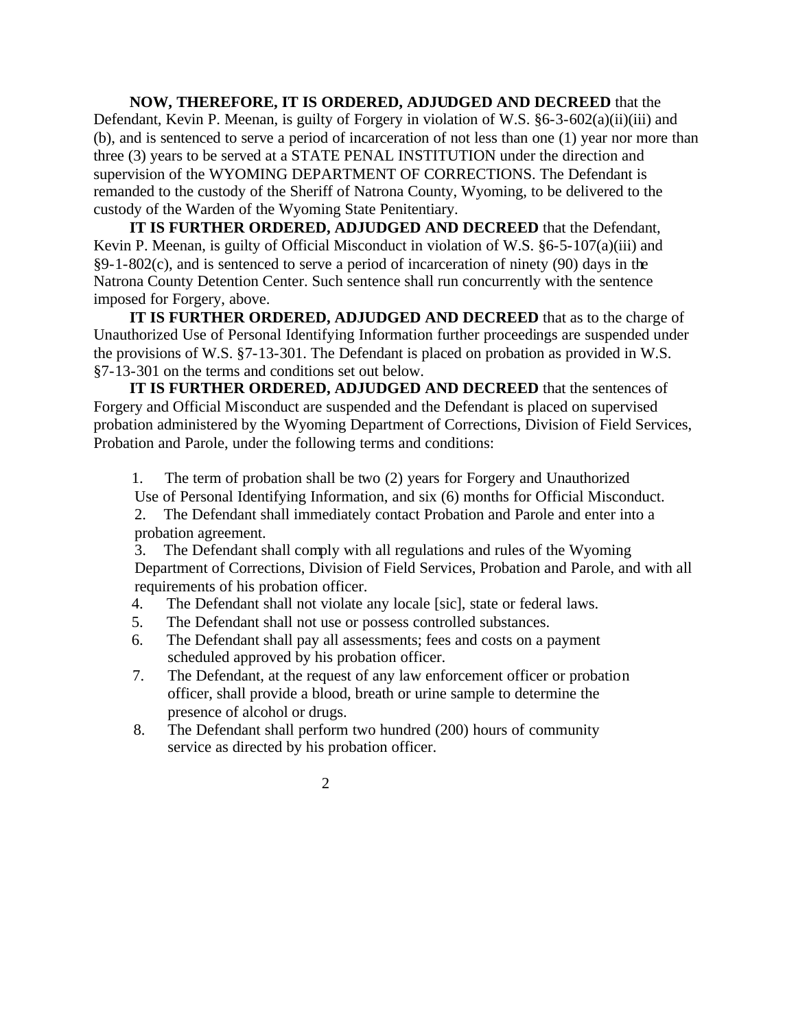**NOW, THEREFORE, IT IS ORDERED, ADJUDGED AND DECREED** that the Defendant, Kevin P. Meenan, is guilty of Forgery in violation of W.S. §6-3-602(a)(ii)(iii) and (b), and is sentenced to serve a period of incarceration of not less than one (1) year nor more than three (3) years to be served at a STATE PENAL INSTITUTION under the direction and supervision of the WYOMING DEPARTMENT OF CORRECTIONS. The Defendant is remanded to the custody of the Sheriff of Natrona County, Wyoming, to be delivered to the custody of the Warden of the Wyoming State Penitentiary.

**IT IS FURTHER ORDERED, ADJUDGED AND DECREED** that the Defendant, Kevin P. Meenan, is guilty of Official Misconduct in violation of W.S. §6-5-107(a)(iii) and §9-1-802(c), and is sentenced to serve a period of incarceration of ninety (90) days in the Natrona County Detention Center. Such sentence shall run concurrently with the sentence imposed for Forgery, above.

**IT IS FURTHER ORDERED, ADJUDGED AND DECREED** that as to the charge of Unauthorized Use of Personal Identifying Information further proceedings are suspended under the provisions of W.S. §7-13-301. The Defendant is placed on probation as provided in W.S. §7-13-301 on the terms and conditions set out below.

**IT IS FURTHER ORDERED, ADJUDGED AND DECREED** that the sentences of Forgery and Official Misconduct are suspended and the Defendant is placed on supervised probation administered by the Wyoming Department of Corrections, Division of Field Services, Probation and Parole, under the following terms and conditions:

1. The term of probation shall be two (2) years for Forgery and Unauthorized Use of Personal Identifying Information, and six (6) months for Official Misconduct.
2. The Defendant shall immediately contact Probation and Parole and enter into a probation agreement.
3. The Defendant shall comply with all regulations and rules of the Wyoming Department of Corrections, Division of Field Services, Probation and Parole, and with all requirements of his probation officer.
4. The Defendant shall not violate any locale [sic], state or federal laws.
5. The Defendant shall not use or possess controlled substances.
6. The Defendant shall pay all assessments; fees and costs on a payment scheduled approved by his probation officer.
7. The Defendant, at the request of any law enforcement officer or probation officer, shall provide a blood, breath or urine sample to determine the presence of alcohol or drugs.
8. The Defendant shall perform two hundred (200) hours of community service as directed by his probation officer.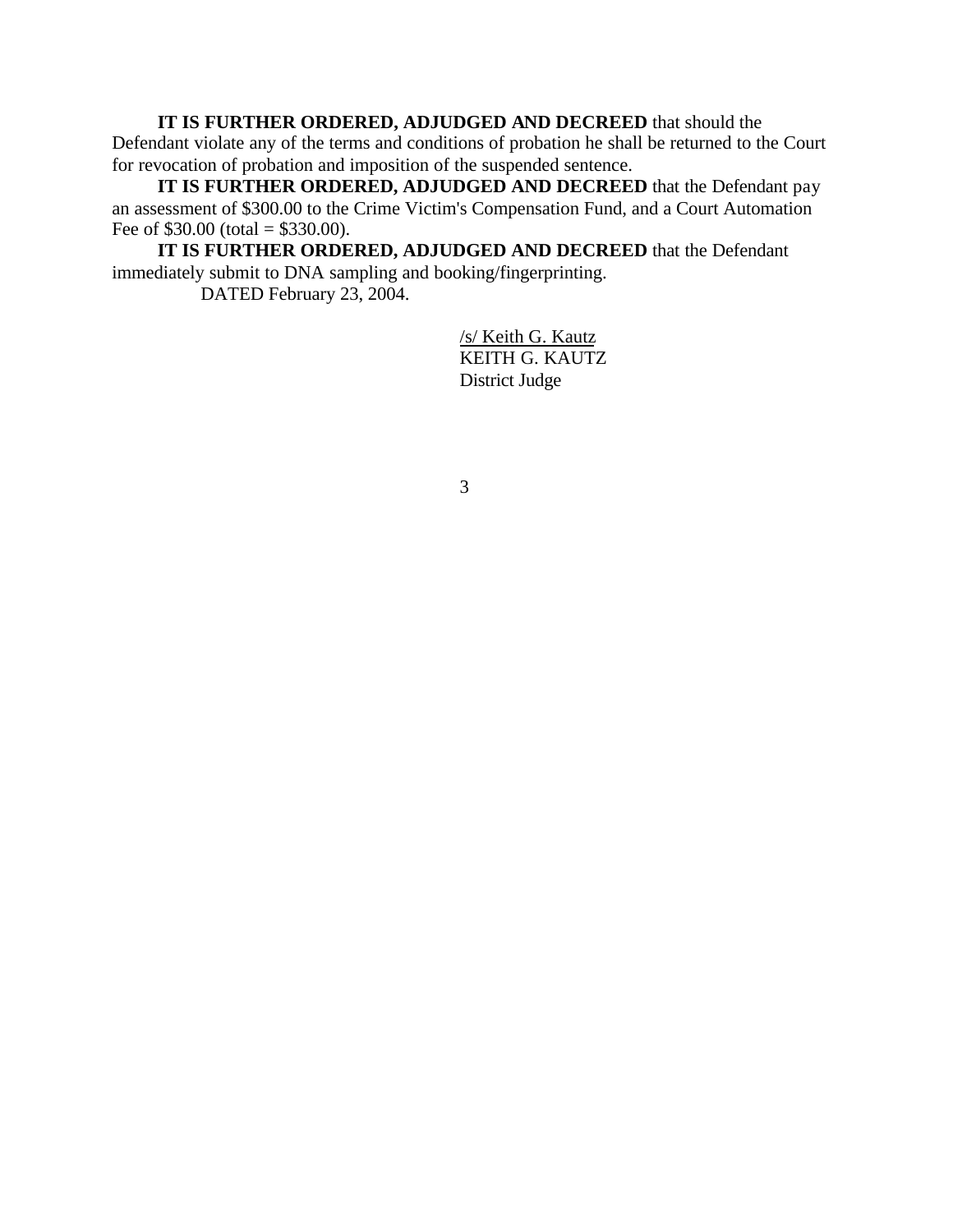**IT IS FURTHER ORDERED, ADJUDGED AND DECREED** that should the Defendant violate any of the terms and conditions of probation he shall be returned to the Court for revocation of probation and imposition of the suspended sentence.

**IT IS FURTHER ORDERED, ADJUDGED AND DECREED** that the Defendant pay an assessment of $300.00 to the Crime Victim's Compensation Fund, and a Court Automation Fee of $30.00 (total = $330.00).

**IT IS FURTHER ORDERED, ADJUDGED AND DECREED** that the Defendant immediately submit to DNA sampling and booking/fingerprinting.

DATED February 23, 2004.

/s/ Keith G. Kautz
KEITH G. KAUTZ
District Judge